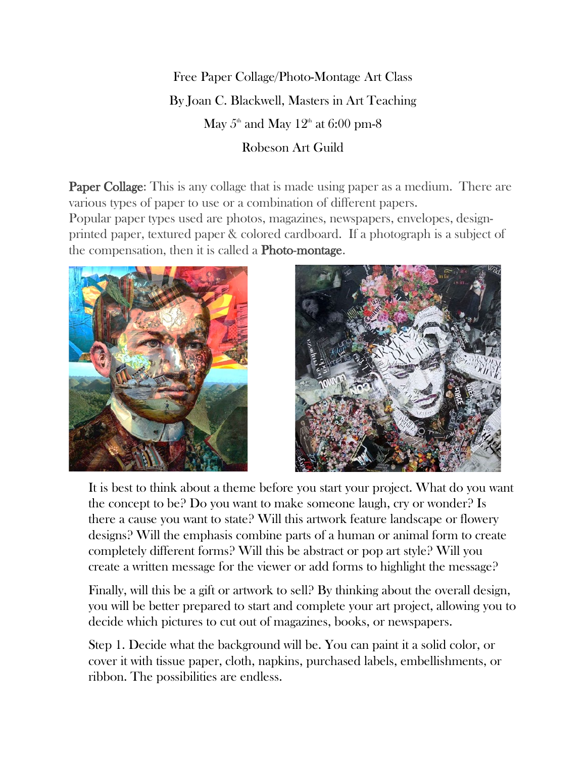Free Paper Collage/Photo-Montage Art Class

By Joan C. Blackwell, Masters in Art Teaching

May 5th and May 12th at 6:00 pm-8

Robeson Art Guild

**Paper Collage**: This is any collage that is made using paper as a medium. There are various types of paper to use or a combination of different papers.
Popular paper types used are photos, magazines, newspapers, envelopes, design-printed paper, textured paper & colored cardboard. If a photograph is a subject of the compensation, then it is called a **Photo-montage**.

It is best to think about a theme before you start your project. What do you want the concept to be? Do you want to make someone laugh, cry or wonder? Is there a cause you want to state? Will this artwork feature landscape or flowery designs? Will the emphasis combine parts of a human or animal form to create completely different forms? Will this be abstract or pop art style? Will you create a written message for the viewer or add forms to highlight the message?

Finally, will this be a gift or artwork to sell? By thinking about the overall design, you will be better prepared to start and complete your art project, allowing you to decide which pictures to cut out of magazines, books, or newspapers.

Step 1. Decide what the background will be. You can paint it a solid color, or cover it with tissue paper, cloth, napkins, purchased labels, embellishments, or ribbon. The possibilities are endless.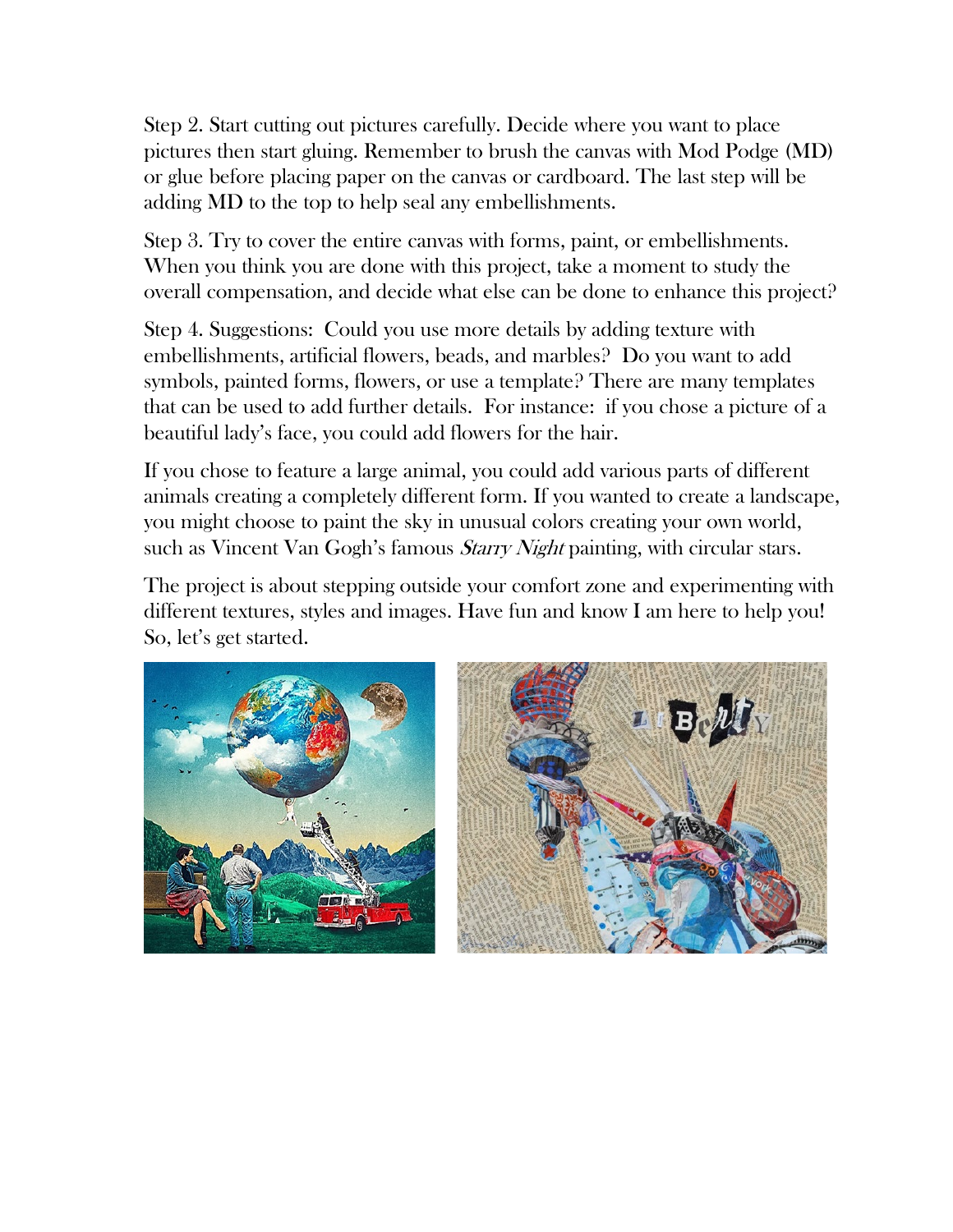Step 2. Start cutting out pictures carefully. Decide where you want to place pictures then start gluing. Remember to brush the canvas with Mod Podge (MD) or glue before placing paper on the canvas or cardboard. The last step will be adding MD to the top to help seal any embellishments.

Step 3. Try to cover the entire canvas with forms, paint, or embellishments. When you think you are done with this project, take a moment to study the overall compensation, and decide what else can be done to enhance this project?

Step 4. Suggestions: Could you use more details by adding texture with embellishments, artificial flowers, beads, and marbles? Do you want to add symbols, painted forms, flowers, or use a template? There are many templates that can be used to add further details. For instance: if you chose a picture of a beautiful lady's face, you could add flowers for the hair.

If you chose to feature a large animal, you could add various parts of different animals creating a completely different form. If you wanted to create a landscape, you might choose to paint the sky in unusual colors creating your own world, such as Vincent Van Gogh's famous *Starry Night* painting, with circular stars.

The project is about stepping outside your comfort zone and experimenting with different textures, styles and images. Have fun and know I am here to help you! So, let's get started.